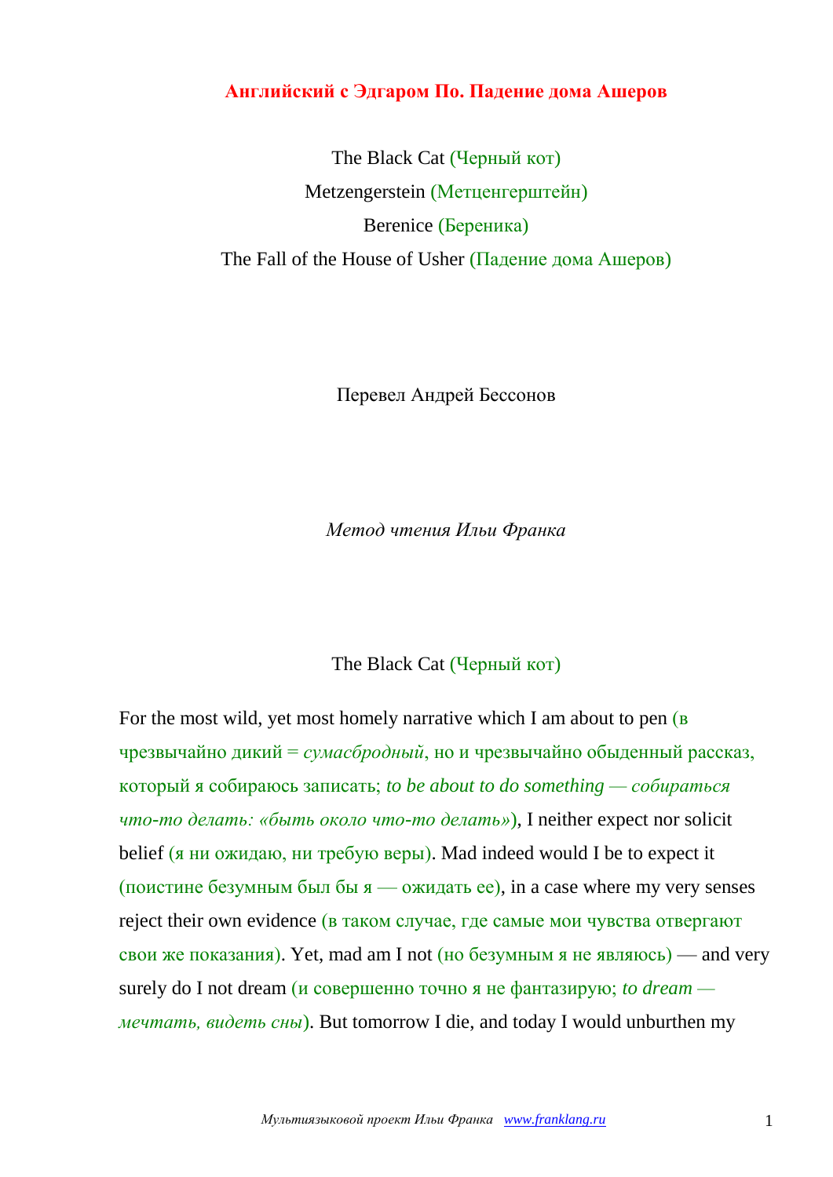# Английский с Эдгаром По. Падение дома Ашеров

The Black Cat (Черный кот)

Metzengerstein (Метценгерштейн)

Berenice (Береника)

The Fall of the House of Usher (Падение дома Ашеров)

Перевел Андрей Бессонов

*Метод чтения Ильи Франка*

## The Black Cat (Черный кот)

For the most wild, yet most homely narrative which I am about to pen (в чрезвычайно дикий = *сумасбродный*, но и чрезвычайно обыденный рассказ, который я собираюсь записать; *to be about to do something — собираться что-то делать: «быть около что-то делать»*), I neither expect nor solicit belief (я ни ожидаю, ни требую веры). Mad indeed would I be to expect it (поистине безумным был бы я — ожидать ее), in a case where my very senses reject their own evidence (в таком случае, где самые мои чувства отвергают свои же показания). Yet, mad am I not (но безумным я не являюсь) — and very surely do I not dream (и совершенно точно я не фантазирую; *to dream — мечтать, видеть сны*). But tomorrow I die, and today I would unburthen my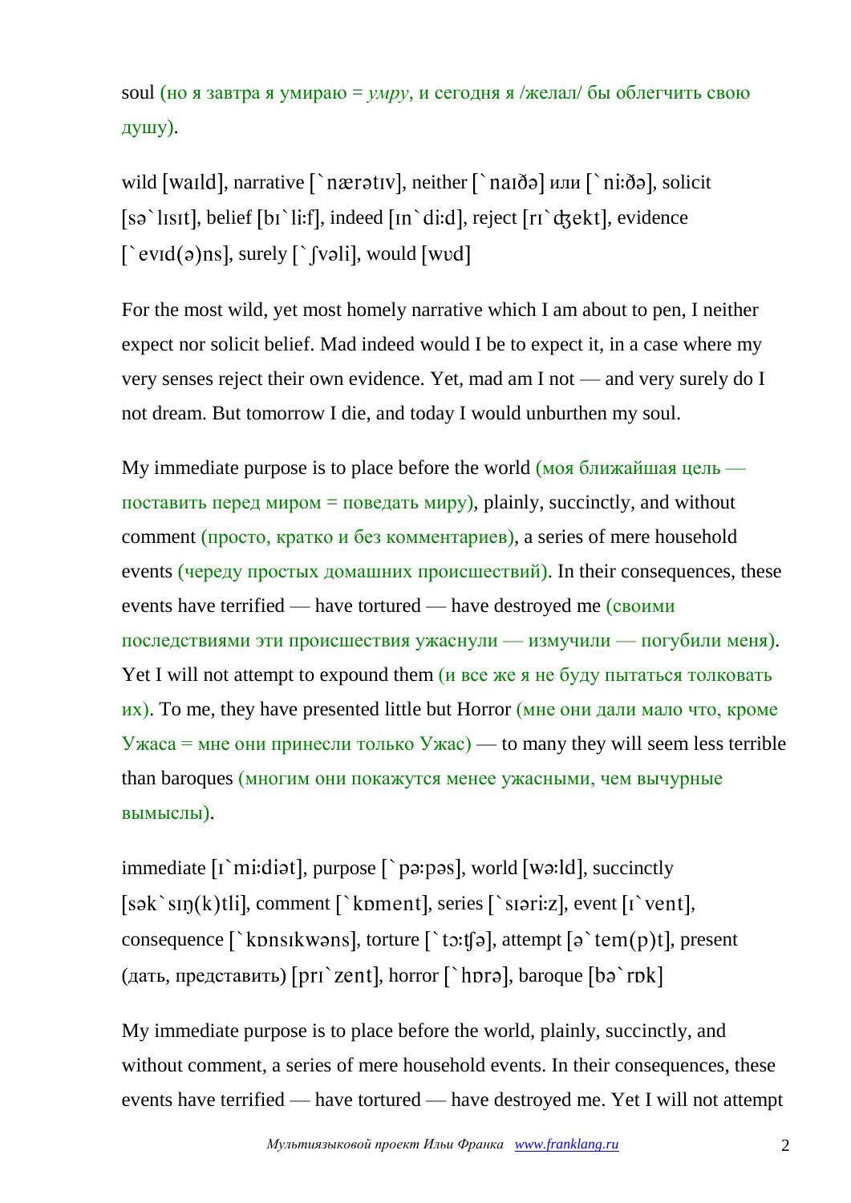soul (но я завтра я умираю = *умру*, и сегодня я /желал/ бы облегчить свою душу).

wild [waɪld], narrative [`nærətɪv], neither [`naɪðə] или [`ni:ðə], solicit [sə`lɪsɪt], belief [bɪ`li:f], indeed [ɪn`di:d], reject [rɪ`ʤekt], evidence [`evɪd(ə)ns], surely [`ʃvəli], would [wʊd]

For the most wild, yet most homely narrative which I am about to pen, I neither expect nor solicit belief. Mad indeed would I be to expect it, in a case where my very senses reject their own evidence. Yet, mad am I not — and very surely do I not dream. But tomorrow I die, and today I would unburthen my soul.

My immediate purpose is to place before the world (моя ближайшая цель — поставить перед миром = поведать миру), plainly, succinctly, and without comment (просто, кратко и без комментариев), a series of mere household events (череду простых домашних происшествий). In their consequences, these events have terrified — have tortured — have destroyed me (своими последствиями эти происшествия ужаснули — измучили — погубили меня). Yet I will not attempt to expound them (и все же я не буду пытаться толковать их). To me, they have presented little but Horror (мне они дали мало что, кроме Ужаса = мне они принесли только Ужас) — to many they will seem less terrible than baroques (многим они покажутся менее ужасными, чем вычурные вымыслы).

immediate [ɪ`mi:diət], purpose [`pə:pəs], world [wə:ld], succinctly [sək`sɪŋ(k)tli], comment [`kɒment], series [`sɪəri:z], event [ɪ`vent], consequence [`kɒnsɪkwəns], torture [`tɔ:ʧə], attempt [ə`tem(p)t], present (дать, представить) [prɪ`zent], horror [`hɒrə], baroque [bə`rɒk]

My immediate purpose is to place before the world, plainly, succinctly, and without comment, a series of mere household events. In their consequences, these events have terrified — have tortured — have destroyed me. Yet I will not attempt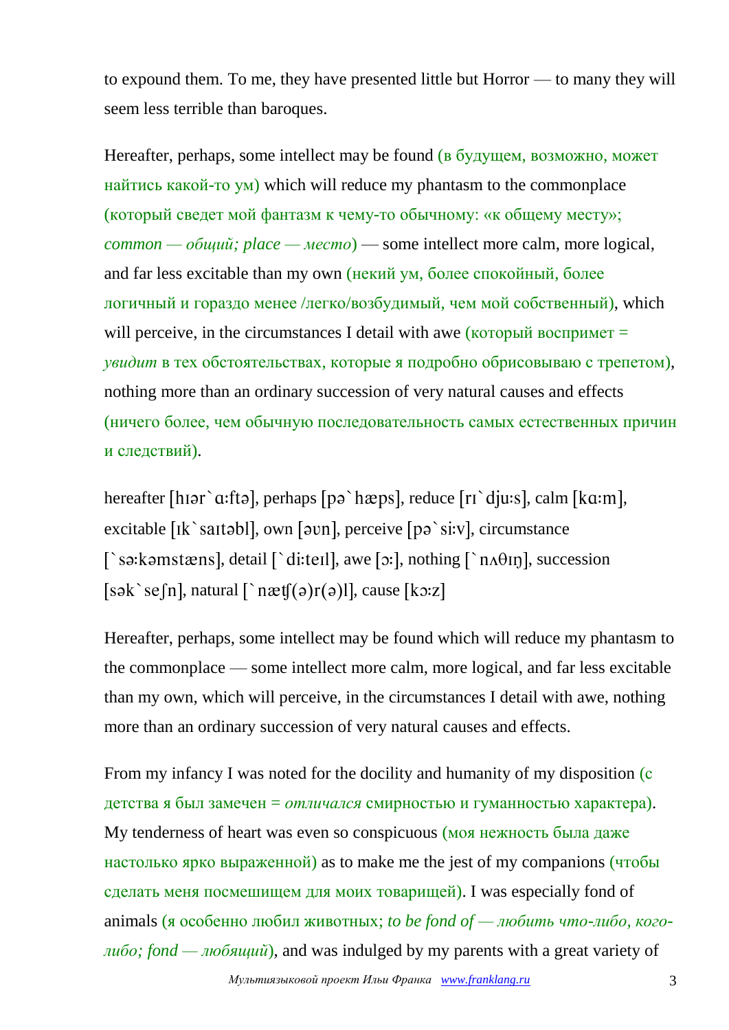to expound them. To me, they have presented little but Horror — to many they will seem less terrible than baroques.

Hereafter, perhaps, some intellect may be found (в будущем, возможно, может найтись какой-то ум) which will reduce my phantasm to the commonplace (который сведет мой фантазм к чему-то обычному: «к общему месту»; *common — общий; place — место*) — some intellect more calm, more logical, and far less excitable than my own (некий ум, более спокойный, более логичный и гораздо менее /легко/возбудимый, чем мой собственный), which will perceive, in the circumstances I detail with awe (который воспримет = *увидит* в тех обстоятельствах, которые я подробно обрисовываю с трепетом), nothing more than an ordinary succession of very natural causes and effects (ничего более, чем обычную последовательность самых естественных причин и следствий).

hereafter [hɪər`ɑːftə], perhaps [pə`hæps], reduce [rɪ`djuːs], calm [kɑːm], excitable [ɪk`saɪtəbl], own [əʊn], perceive [pə`siːv], circumstance [`səːkəmstæns], detail [`diːteɪl], awe [ɔː], nothing [`nʌθɪŋ], succession [sək`seʃn], natural [`næʧ(ə)r(ə)l], cause [kɔːz]

Hereafter, perhaps, some intellect may be found which will reduce my phantasm to the commonplace — some intellect more calm, more logical, and far less excitable than my own, which will perceive, in the circumstances I detail with awe, nothing more than an ordinary succession of very natural causes and effects.

From my infancy I was noted for the docility and humanity of my disposition (с детства я был замечен = *отличался* смирностью и гуманностью характера). My tenderness of heart was even so conspicuous (моя нежность была даже настолько ярко выраженной) as to make me the jest of my companions (чтобы сделать меня посмешищем для моих товарищей). I was especially fond of animals (я особенно любил животных; *to be fond of — любить что-либо, кого-либо; fond — любящий*), and was indulged by my parents with a great variety of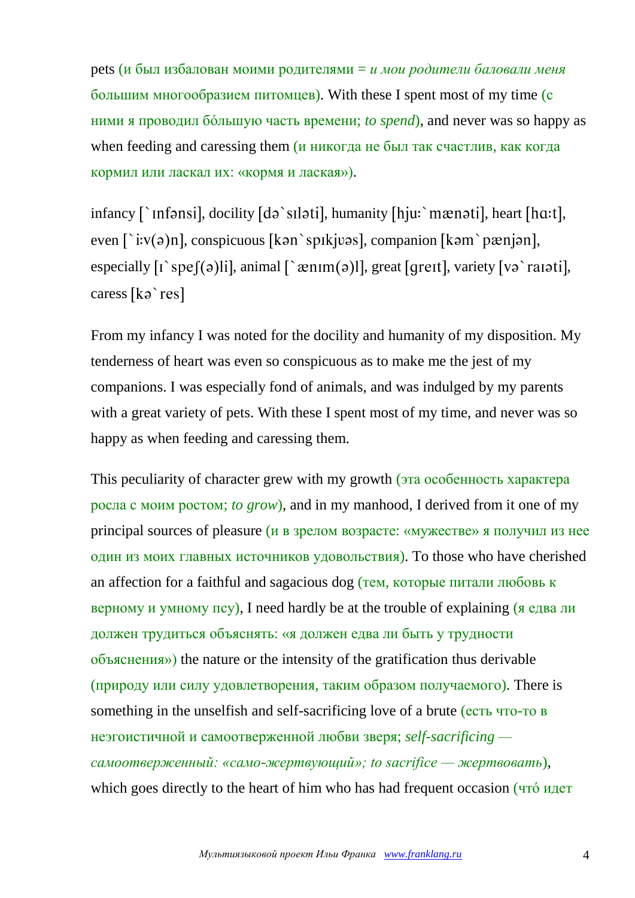pets (и был избалован моими родителями = *и мои родители баловали меня* большим многообразием питомцев). With these I spent most of my time (с ними я проводил бóльшую часть времени; *to spend*), and never was so happy as when feeding and caressing them (и никогда не был так счастлив, как когда кормил или ласкал их: «кормя и лаская»).

infancy [`ɪnfənsi], docility [də`sɪləti], humanity [hjuː`mænəti], heart [hɑːt], even [`iːv(ə)n], conspicuous [kən`spɪkjʊəs], companion [kəm`pænjən], especially [ɪ`speʃ(ə)li], animal [`ænɪm(ə)l], great [greɪt], variety [və`raɪəti], caress [kə`res]

From my infancy I was noted for the docility and humanity of my disposition. My tenderness of heart was even so conspicuous as to make me the jest of my companions. I was especially fond of animals, and was indulged by my parents with a great variety of pets. With these I spent most of my time, and never was so happy as when feeding and caressing them.

This peculiarity of character grew with my growth (эта особенность характера росла с моим ростом; *to grow*), and in my manhood, I derived from it one of my principal sources of pleasure (и в зрелом возрасте: «мужестве» я получил из нее один из моих главных источников удовольствия). To those who have cherished an affection for a faithful and sagacious dog (тем, которые питали любовь к верному и умному псу), I need hardly be at the trouble of explaining (я едва ли должен трудиться объяснять: «я должен едва ли быть у трудности объяснения») the nature or the intensity of the gratification thus derivable (природу или силу удовлетворения, таким образом получаемого). There is something in the unselfish and self-sacrificing love of a brute (есть что-то в неэгоистичной и самоотверженной любви зверя; *self-sacrificing — самоотверженный: «само-жертвующий»; to sacrifice — жертвовать*), which goes directly to the heart of him who has had frequent occasion (чтó идет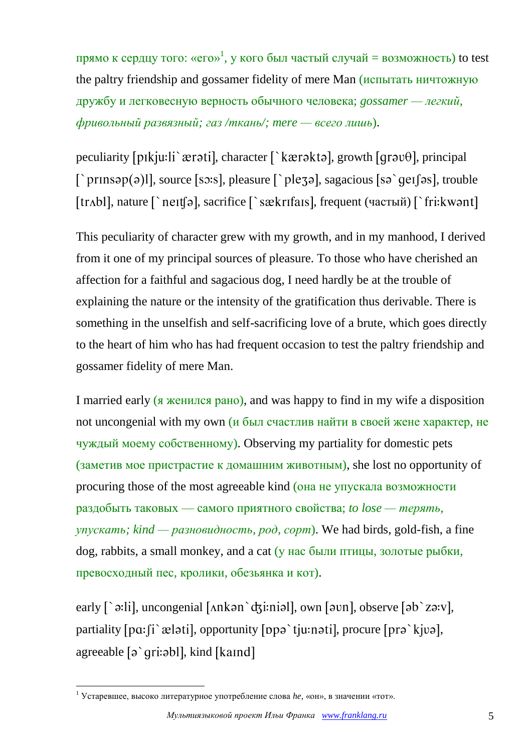прямо к сердцу того: «его»[1], у кого был частый случай = возможность) to test the paltry friendship and gossamer fidelity of mere Man (испытать ничтожную дружбу и легковесную верность обычного человека; *gossamer — легкий, фривольный развязный; газ /ткань/; mere — всего лишь*).

peculiarity [pɪkjuːli`ærəti], character [`kærəktə], growth [ɡrəʊθ], principal [`prɪnsəp(ə)l], source [sɔːs], pleasure [`pleʒə], sagacious [sə`ɡeɪʃəs], trouble [trʌbl], nature [`neɪʧə], sacrifice [`sækrɪfaɪs], frequent (частый) [`friːkwənt]

This peculiarity of character grew with my growth, and in my manhood, I derived from it one of my principal sources of pleasure. To those who have cherished an affection for a faithful and sagacious dog, I need hardly be at the trouble of explaining the nature or the intensity of the gratification thus derivable. There is something in the unselfish and self-sacrificing love of a brute, which goes directly to the heart of him who has had frequent occasion to test the paltry friendship and gossamer fidelity of mere Man.

I married early (я женился рано), and was happy to find in my wife a disposition not uncongenial with my own (и был счастлив найти в своей жене характер, не чуждый моему собственному). Observing my partiality for domestic pets (заметив мое пристрастие к домашним животным), she lost no opportunity of procuring those of the most agreeable kind (она не упускала возможности раздобыть таковых — самого приятного свойства; *to lose — терять, упускать; kind — разновидность, род, сорт*). We had birds, gold-fish, a fine dog, rabbits, a small monkey, and a cat (у нас были птицы, золотые рыбки, превосходный пес, кролики, обезьянка и кот).

early [`əːli], uncongenial [ʌnkən`ʤiːniəl], own [əʊn], observe [əb`zəːv], partiality [pɑːʃi`æləti], opportunity [ɒpə`tjuːnəti], procure [prə`kjʊə], agreeable [ə`ɡriːəbl], kind [kaɪnd]

---

[1] Устаревшее, высоко литературное употребление слова *he*, «он», в значении «тот».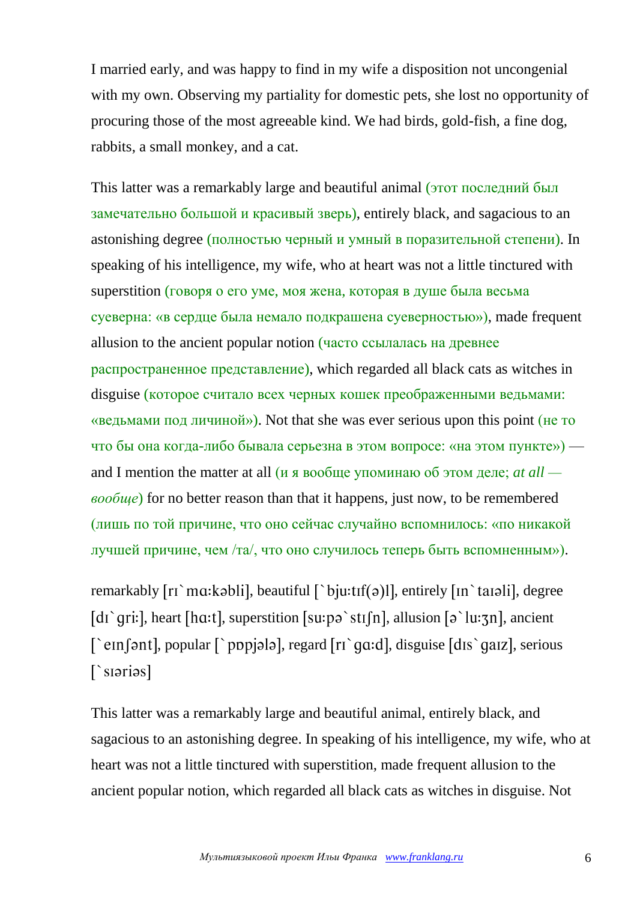I married early, and was happy to find in my wife a disposition not uncongenial with my own. Observing my partiality for domestic pets, she lost no opportunity of procuring those of the most agreeable kind. We had birds, gold-fish, a fine dog, rabbits, a small monkey, and a cat.

This latter was a remarkably large and beautiful animal (этот последний был замечательно большой и красивый зверь), entirely black, and sagacious to an astonishing degree (полностью черный и умный в поразительной степени). In speaking of his intelligence, my wife, who at heart was not a little tinctured with superstition (говоря о его уме, моя жена, которая в душе была весьма суеверна: «в сердце была немало подкрашена суеверностью»), made frequent allusion to the ancient popular notion (часто ссылалась на древнее распространенное представление), which regarded all black cats as witches in disguise (которое считало всех черных кошек преображенными ведьмами: «ведьмами под личиной»). Not that she was ever serious upon this point (не то что бы она когда-либо бывала серьезна в этом вопросе: «на этом пункте») — and I mention the matter at all (и я вообще упоминаю об этом деле; *at all — вообще*) for no better reason than that it happens, just now, to be remembered (лишь по той причине, что оно сейчас случайно вспомнилось: «по никакой лучшей причине, чем /та/, что оно случилось теперь быть вспомненным»).

remarkably [rɪ`mɑ:kəbli], beautiful [`bju:tɪf(ə)l], entirely [ɪn`taɪəli], degree [dɪ`gri:], heart [hɑ:t], superstition [su:pə`stɪʃn], allusion [ə`lu:ʒn], ancient [`eɪnʃənt], popular [`pɒpjələ], regard [rɪ`gɑ:d], disguise [dɪs`gaɪz], serious [`sɪəriəs]

This latter was a remarkably large and beautiful animal, entirely black, and sagacious to an astonishing degree. In speaking of his intelligence, my wife, who at heart was not a little tinctured with superstition, made frequent allusion to the ancient popular notion, which regarded all black cats as witches in disguise. Not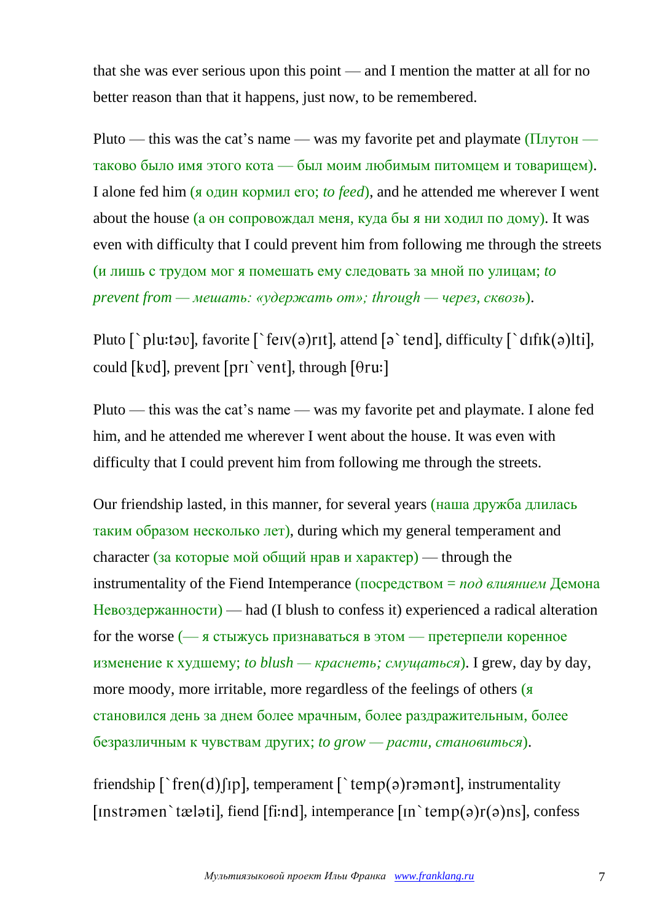that she was ever serious upon this point — and I mention the matter at all for no better reason than that it happens, just now, to be remembered.

Pluto — this was the cat’s name — was my favorite pet and playmate (Плутон — таково было имя этого кота — был моим любимым питомцем и товарищем). I alone fed him (я один кормил его; *to feed*), and he attended me wherever I went about the house (а он сопровождал меня, куда бы я ни ходил по дому). It was even with difficulty that I could prevent him from following me through the streets (и лишь с трудом мог я помешать ему следовать за мной по улицам; *to prevent from — мешать: «удержать от»; through — через, сквозь*).

Pluto [`plu:təʊ], favorite [`feɪv(ə)rɪt], attend [ə`tend], difficulty [`dɪfɪk(ə)lti], could [kʊd], prevent [prɪ`vent], through [θru:]

Pluto — this was the cat’s name — was my favorite pet and playmate. I alone fed him, and he attended me wherever I went about the house. It was even with difficulty that I could prevent him from following me through the streets.

Our friendship lasted, in this manner, for several years (наша дружба длилась таким образом несколько лет), during which my general temperament and character (за которые мой общий нрав и характер) — through the instrumentality of the Fiend Intemperance (посредством = *под влиянием* Демона Невоздержанности) — had (I blush to confess it) experienced a radical alteration for the worse (— я стыжусь признаваться в этом — претерпели коренное изменение к худшему; *to blush — краснеть; смущаться*). I grew, day by day, more moody, more irritable, more regardless of the feelings of others (я становился день за днем более мрачным, более раздражительным, более безразличным к чувствам других; *to grow — расти, становиться*).

friendship [`fren(d)ʃɪp], temperament [`temp(ə)rəmənt], instrumentality [ɪnstrəmen`tæləti], fiend [fi:nd], intemperance [ɪn`temp(ə)r(ə)ns], confess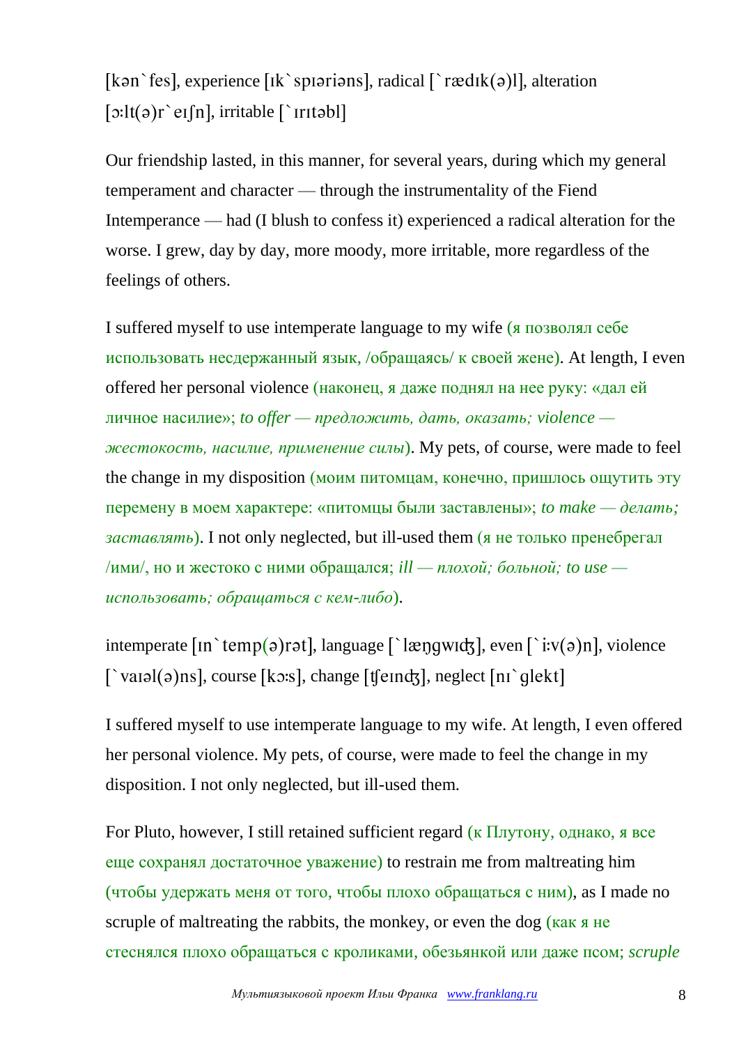[kən`fes], experience [ɪk`spɪəriəns], radical [`rædɪk(ə)l], alteration [ɔ:lt(ə)r`eɪʃn], irritable [`ɪrɪtəbl]

Our friendship lasted, in this manner, for several years, during which my general temperament and character — through the instrumentality of the Fiend Intemperance — had (I blush to confess it) experienced a radical alteration for the worse. I grew, day by day, more moody, more irritable, more regardless of the feelings of others.

I suffered myself to use intemperate language to my wife (я позволял себе использовать несдержанный язык, /обращаясь/ к своей жене). At length, I even offered her personal violence (наконец, я даже поднял на нее руку: «дал ей личное насилие»; *to offer — предложить, дать, оказать; violence — жестокость, насилие, применение силы*). My pets, of course, were made to feel the change in my disposition (моим питомцам, конечно, пришлось ощутить эту перемену в моем характере: «питомцы были заставлены»; *to make — делать; заставлять*). I not only neglected, but ill-used them (я не только пренебрегал /ими/, но и жестоко с ними обращался; *ill — плохой; больной; to use — использовать; обращаться с кем-либо*).

intemperate [ɪn`temp(ə)rət], language [`læŋgwɪʤ], even [`i:v(ə)n], violence [`vaɪəl(ə)ns], course [kɔ:s], change [ʧeɪnʤ], neglect [nɪ`glekt]

I suffered myself to use intemperate language to my wife. At length, I even offered her personal violence. My pets, of course, were made to feel the change in my disposition. I not only neglected, but ill-used them.

For Pluto, however, I still retained sufficient regard (к Плутону, однако, я все еще сохранял достаточное уважение) to restrain me from maltreating him (чтобы удержать меня от того, чтобы плохо обращаться с ним), as I made no scruple of maltreating the rabbits, the monkey, or even the dog (как я не стеснялся плохо обращаться с кроликами, обезьянкой или даже псом; *scruple*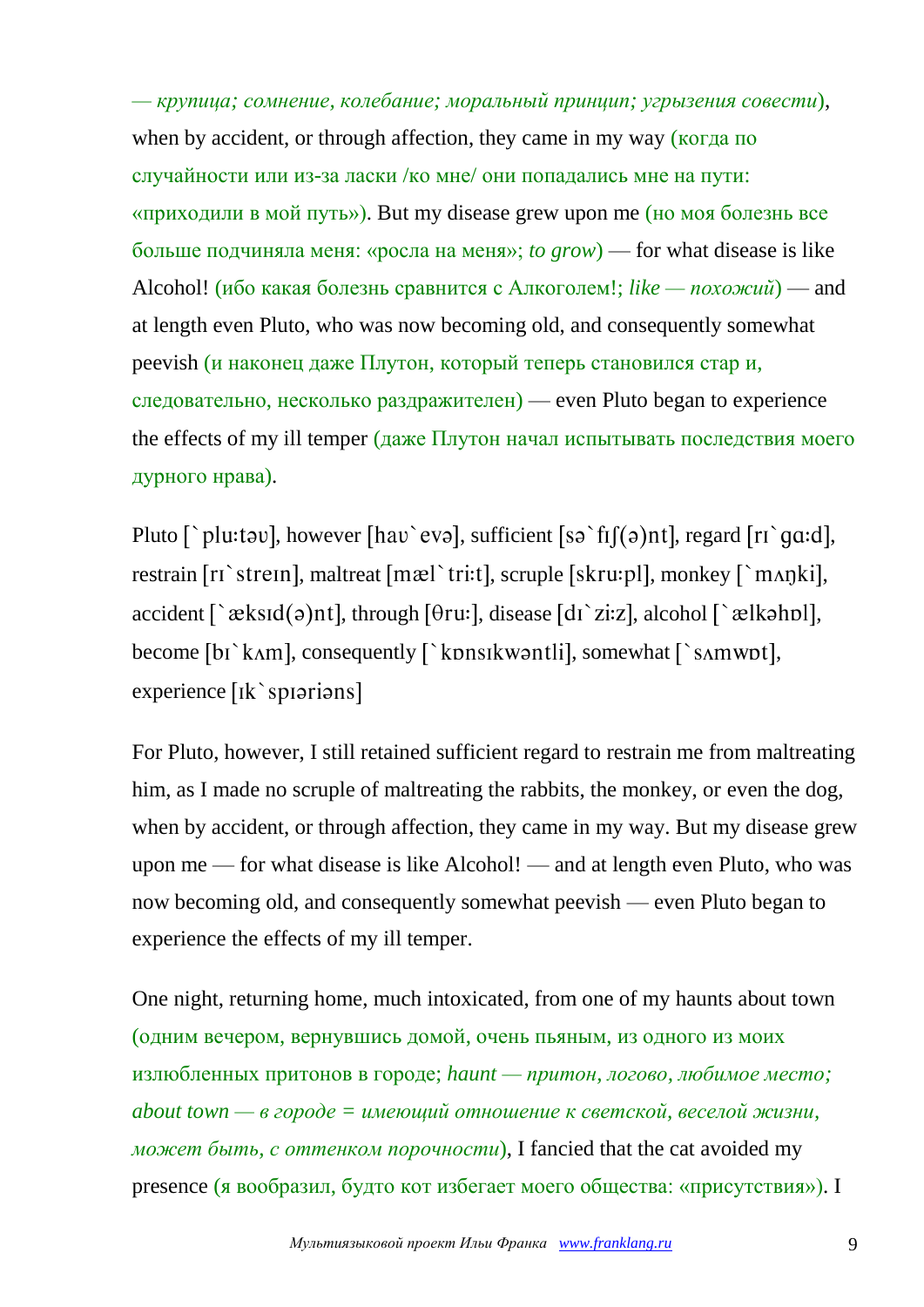— *крупица; сомнение, колебание; моральный принцип; угрызения совести*), when by accident, or through affection, they came in my way (когда по случайности или из-за ласки /ко мне/ они попадались мне на пути: «приходили в мой путь»). But my disease grew upon me (но моя болезнь все больше подчиняла меня: «росла на меня»; *to grow*) — for what disease is like Alcohol! (ибо какая болезнь сравнится с Алкоголем!; *like — похожий*) — and at length even Pluto, who was now becoming old, and consequently somewhat peevish (и наконец даже Плутон, который теперь становился стар и, следовательно, несколько раздражителен) — even Pluto began to experience the effects of my ill temper (даже Плутон начал испытывать последствия моего дурного нрава).

Pluto [`plu:təʊ], however [haʊ`evə], sufficient [sə`fɪʃ(ə)nt], regard [rɪ`gɑ:d], restrain [rɪ`streɪn], maltreat [mæl`tri:t], scruple [skru:pl], monkey [`mʌŋki], accident [`æksɪd(ə)nt], through [θru:], disease [dɪ`zi:z], alcohol [`ælkəhɒl], become [bɪ`kʌm], consequently [`kɒnsɪkwəntli], somewhat [`sʌmwɒt], experience [ɪk`spɪəriəns]

For Pluto, however, I still retained sufficient regard to restrain me from maltreating him, as I made no scruple of maltreating the rabbits, the monkey, or even the dog, when by accident, or through affection, they came in my way. But my disease grew upon me — for what disease is like Alcohol! — and at length even Pluto, who was now becoming old, and consequently somewhat peevish — even Pluto began to experience the effects of my ill temper.

One night, returning home, much intoxicated, from one of my haunts about town (одним вечером, вернувшись домой, очень пьяным, из одного из моих излюбленных притонов в городе; *haunt — притон, логово, любимое место; about town — в городе = имеющий отношение к светской, веселой жизни, может быть, с оттенком порочности*), I fancied that the cat avoided my presence (я вообразил, будто кот избегает моего общества: «присутствия»). I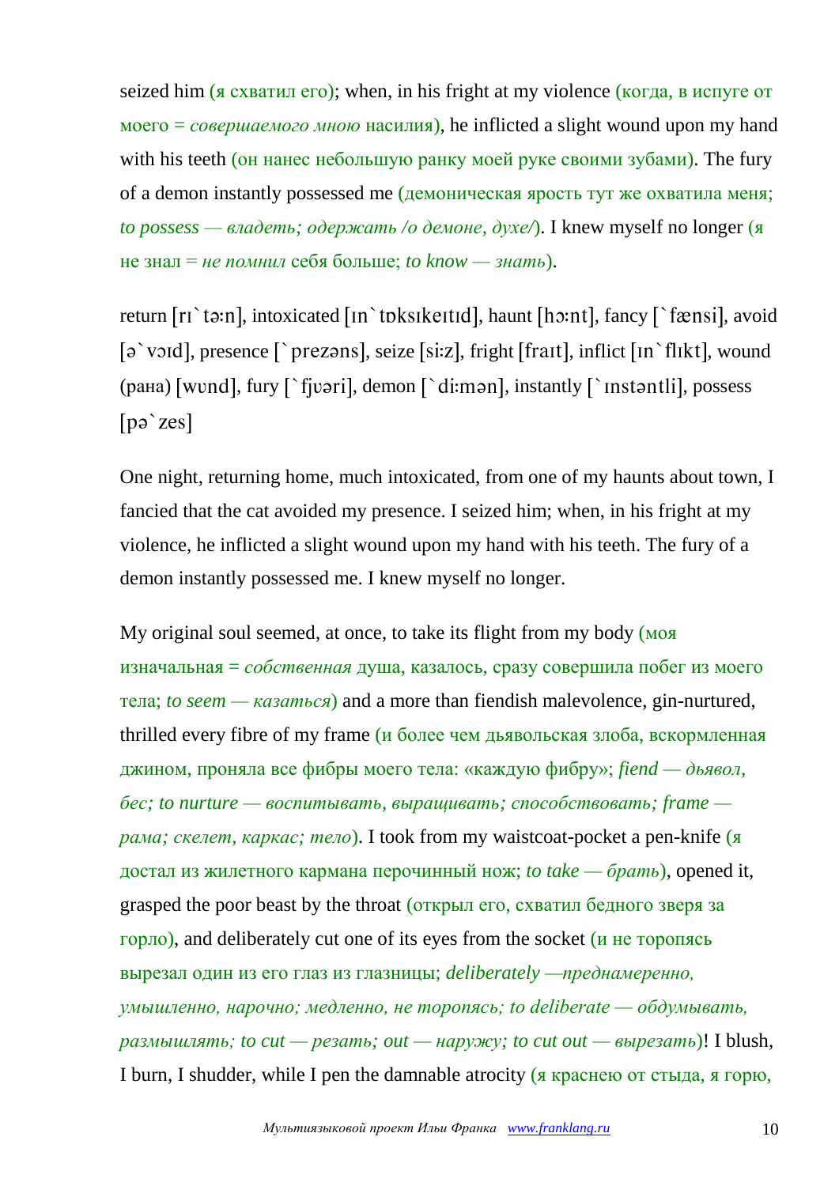seized him (я схватил его); when, in his fright at my violence (когда, в испуге от моего = *совершаемого мною* насилия), he inflicted a slight wound upon my hand with his teeth (он нанес небольшую ранку моей руке своими зубами). The fury of a demon instantly possessed me (демоническая ярость тут же охватила меня; *to possess — владеть; одержать /о демоне, духе/*). I knew myself no longer (я не знал = *не помнил* себя больше; *to know — знать*).

return [rɪ`tɜ:n], intoxicated [ɪn`tɒksɪkeɪtɪd], haunt [hɔ:nt], fancy [`fænsi], avoid [ə`vɔɪd], presence [`prezəns], seize [si:z], fright [fraɪt], inflict [ɪn`flɪkt], wound (рана) [wʊnd], fury [`fjʊəri], demon [`di:mən], instantly [`ɪnstəntli], possess [pə`zes]

One night, returning home, much intoxicated, from one of my haunts about town, I fancied that the cat avoided my presence. I seized him; when, in his fright at my violence, he inflicted a slight wound upon my hand with his teeth. The fury of a demon instantly possessed me. I knew myself no longer.

My original soul seemed, at once, to take its flight from my body (моя изначальная = *собственная* душа, казалось, сразу совершила побег из моего тела; *to seem — казаться*) and a more than fiendish malevolence, gin-nurtured, thrilled every fibre of my frame (и более чем дьявольская злоба, вскормленная джином, проняла все фибры моего тела: «каждую фибру»; *fiend — дьявол, бес; to nurture — воспитывать, выращивать; способствовать; frame — рама; скелет, каркас; тело*). I took from my waistcoat-pocket a pen-knife (я достал из жилетного кармана перочинный нож; *to take — брать*), opened it, grasped the poor beast by the throat (открыл его, схватил бедного зверя за горло), and deliberately cut one of its eyes from the socket (и не торопясь вырезал один из его глаз из глазницы; *deliberately —преднамеренно, умышленно, нарочно; медленно, не торопясь; to deliberate — обдумывать, размышлять; to cut — резать; out — наружу; to cut out — вырезать*)! I blush, I burn, I shudder, while I pen the damnable atrocity (я краснею от стыда, я горю,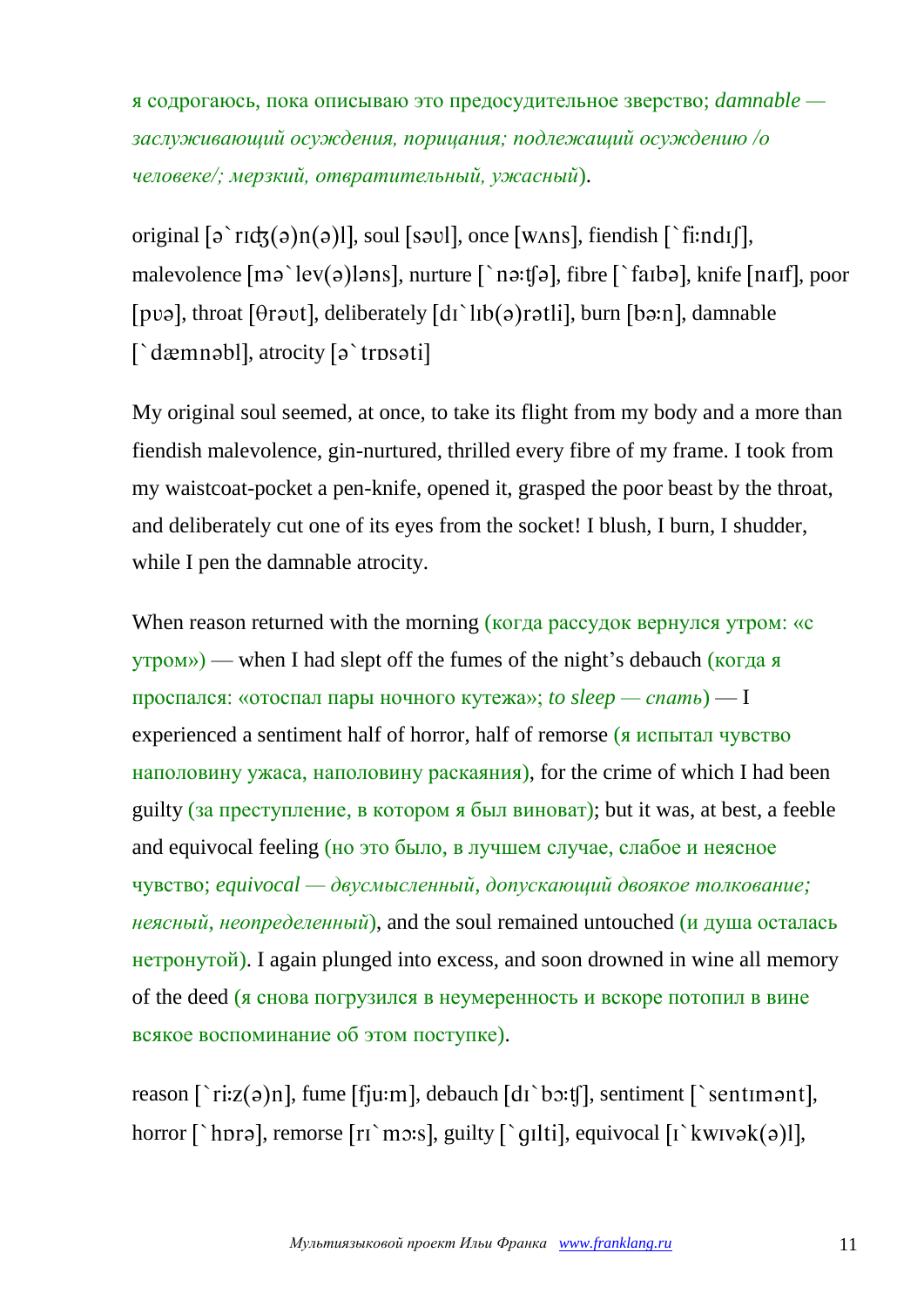я содрогаюсь, пока описываю это предосудительное зверство; *damnable — заслуживающий осуждения, порицания; подлежащий осуждению /о человеке/; мерзкий, отвратительный, ужасный*).

original [ə`rɪʤ(ə)n(ə)l], soul [səʊl], once [wʌns], fiendish [`fi:ndɪʃ], malevolence [mə`lev(ə)ləns], nurture [`nə:ʧə], fibre [`faɪbə], knife [naɪf], poor [pʊə], throat [θrəʊt], deliberately [dɪ`lɪb(ə)rətli], burn [bə:n], damnable [`dæmnəbl], atrocity [ə`trɒsəti]

My original soul seemed, at once, to take its flight from my body and a more than fiendish malevolence, gin-nurtured, thrilled every fibre of my frame. I took from my waistcoat-pocket a pen-knife, opened it, grasped the poor beast by the throat, and deliberately cut one of its eyes from the socket! I blush, I burn, I shudder, while I pen the damnable atrocity.

When reason returned with the morning (когда рассудок вернулся утром: «с утром») — when I had slept off the fumes of the night's debauch (когда я проспался: «отоспал пары ночного кутежа»; *to sleep — спать*) — I experienced a sentiment half of horror, half of remorse (я испытал чувство наполовину ужаса, наполовину раскаяния), for the crime of which I had been guilty (за преступление, в котором я был виноват); but it was, at best, a feeble and equivocal feeling (но это было, в лучшем случае, слабое и неясное чувство; *equivocal — двусмысленный, допускающий двоякое толкование; неясный, неопределенный*), and the soul remained untouched (и душа осталась нетронутой). I again plunged into excess, and soon drowned in wine all memory of the deed (я снова погрузился в неумеренность и вскоре потопил в вине всякое воспоминание об этом поступке).

reason [`ri:z(ə)n], fume [fju:m], debauch [dɪ`bɔ:ʧ], sentiment [`sentɪmənt], horror [`hɒrə], remorse [rɪ`mɔ:s], guilty [`gɪlti], equivocal [ɪ`kwɪvək(ə)l],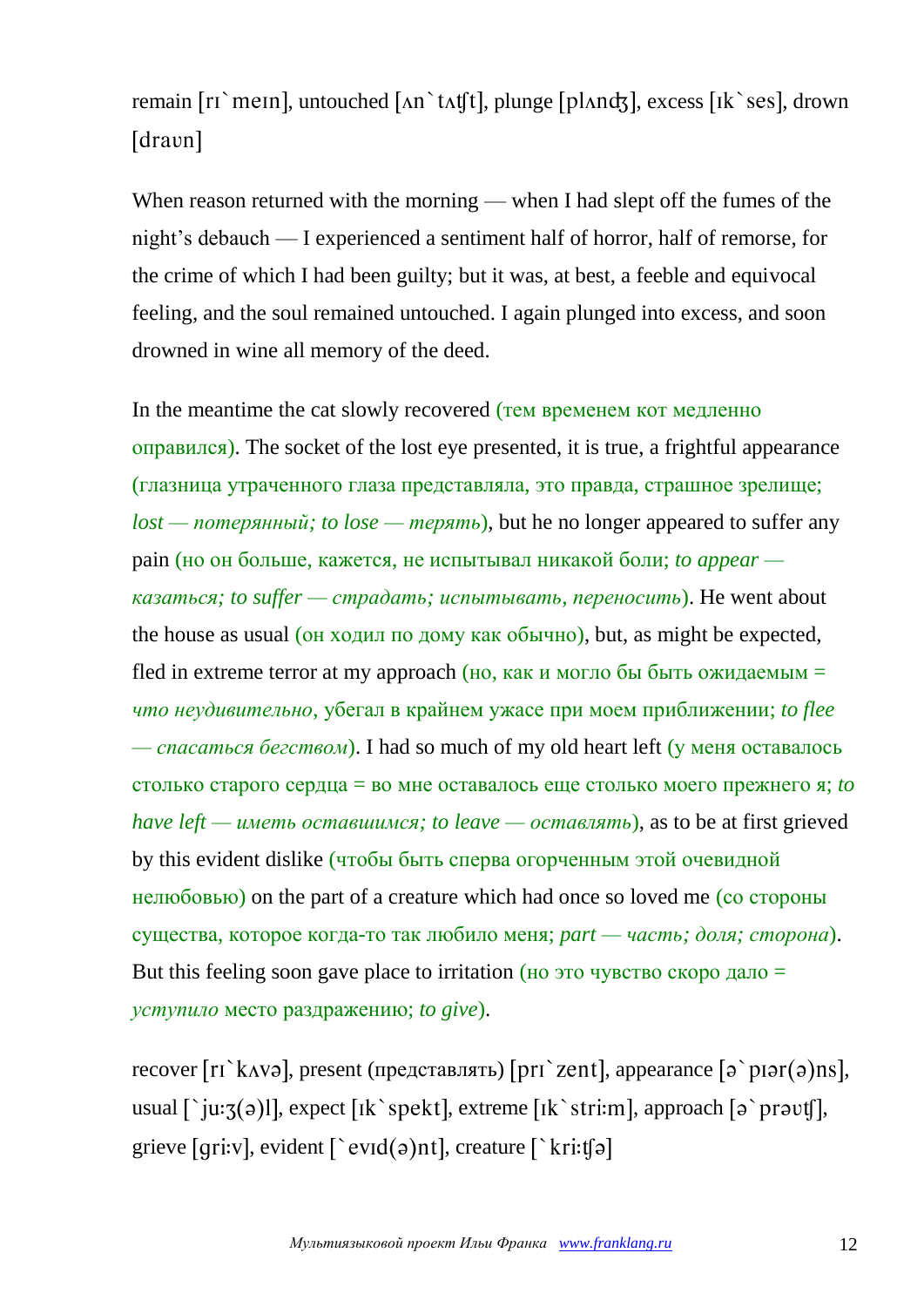remain [rɪ`meɪn], untouched [ʌn`tʌʧt], plunge [plʌnʤ], excess [ɪk`ses], drown [draʊn]

When reason returned with the morning — when I had slept off the fumes of the night's debauch — I experienced a sentiment half of horror, half of remorse, for the crime of which I had been guilty; but it was, at best, a feeble and equivocal feeling, and the soul remained untouched. I again plunged into excess, and soon drowned in wine all memory of the deed.

In the meantime the cat slowly recovered (тем временем кот медленно оправился). The socket of the lost eye presented, it is true, a frightful appearance (глазница утраченного глаза представляла, это правда, страшное зрелище; *lost — потерянный; to lose — терять*), but he no longer appeared to suffer any pain (но он больше, кажется, не испытывал никакой боли; *to appear — казаться; to suffer — страдать; испытывать, переносить*). He went about the house as usual (он ходил по дому как обычно), but, as might be expected, fled in extreme terror at my approach (но, как и могло бы быть ожидаемым = *что неудивительно*, убегал в крайнем ужасе при моем приближении; *to flee — спасаться бегством*). I had so much of my old heart left (у меня оставалось столько старого сердца = во мне оставалось еще столько моего прежнего я; *to have left — иметь оставшимся; to leave — оставлять*), as to be at first grieved by this evident dislike (чтобы быть сперва огорченным этой очевидной нелюбовью) on the part of a creature which had once so loved me (со стороны существа, которое когда-то так любило меня; *part — часть; доля; сторона*). But this feeling soon gave place to irritation (но это чувство скоро дало = *уступило* место раздражению; *to give*).

recover [rɪ`kʌvə], present (представлять) [prɪ`zent], appearance [ə`pɪər(ə)ns], usual [`ju:ʒ(ə)l], expect [ɪk`spekt], extreme [ɪk`stri:m], approach [ə`prəʊʧ], grieve [gri:v], evident [`evɪd(ə)nt], creature [`kri:ʧə]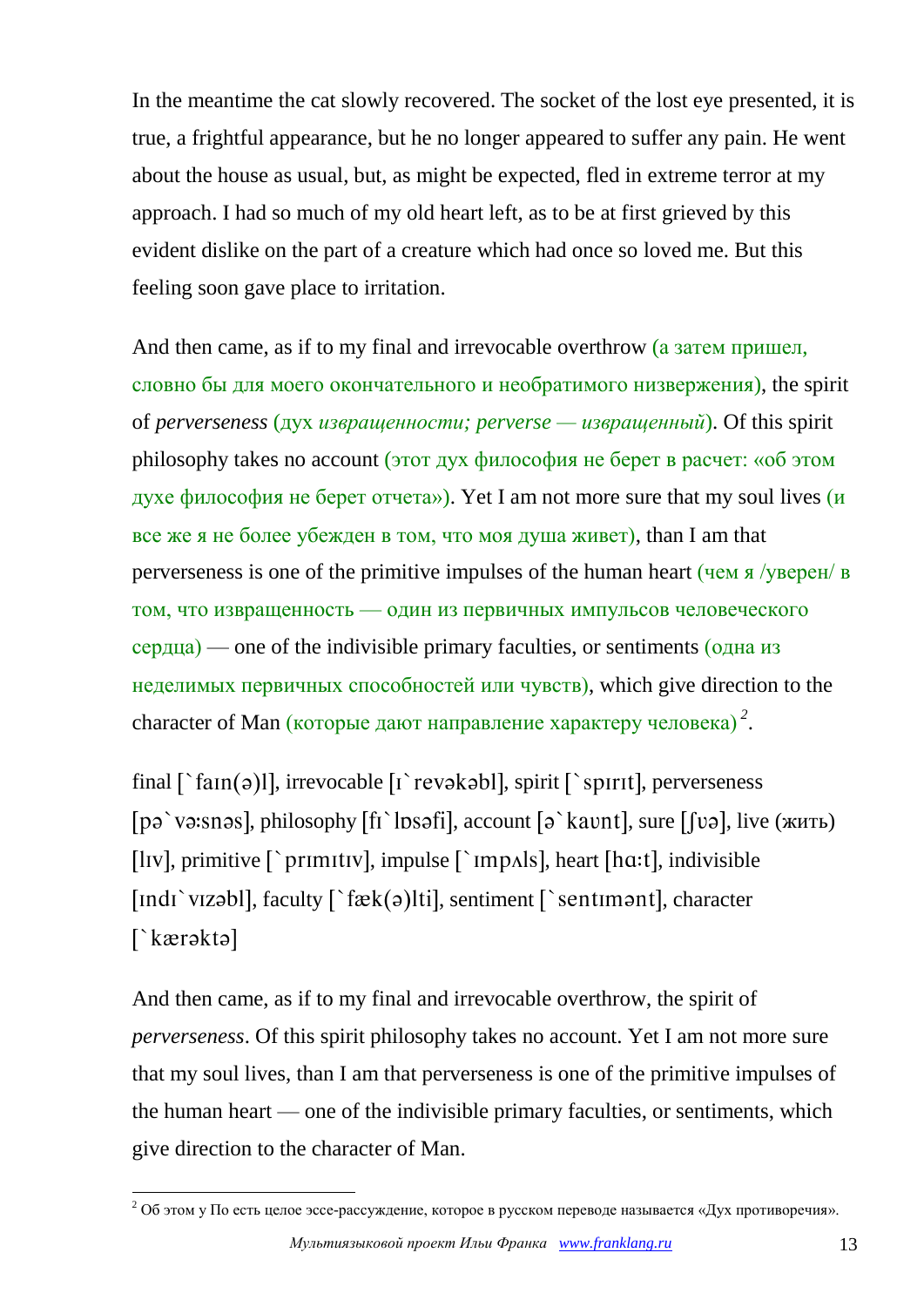In the meantime the cat slowly recovered. The socket of the lost eye presented, it is true, a frightful appearance, but he no longer appeared to suffer any pain. He went about the house as usual, but, as might be expected, fled in extreme terror at my approach. I had so much of my old heart left, as to be at first grieved by this evident dislike on the part of a creature which had once so loved me. But this feeling soon gave place to irritation.

And then came, as if to my final and irrevocable overthrow (а затем пришел, словно бы для моего окончательного и необратимого низвержения), the spirit of *perverseness* (дух *извращенности; perverse — извращенный*). Of this spirit philosophy takes no account (этот дух философия не берет в расчет: «об этом духе философия не берет отчета»). Yet I am not more sure that my soul lives (и все же я не более убежден в том, что моя душа живет), than I am that perverseness is one of the primitive impulses of the human heart (чем я /уверен/ в том, что извращенность — один из первичных импульсов человеческого сердца) — one of the indivisible primary faculties, or sentiments (одна из неделимых первичных способностей или чувств), which give direction to the character of Man (которые дают направление характеру человека)[2].

final [`faɪn(ə)l], irrevocable [ɪ`revəkəbl], spirit [`spɪrɪt], perverseness [pə`vəːsnəs], philosophy [fɪ`lɒsəfi], account [ə`kaʊnt], sure [ʃʊə], live (жить) [lɪv], primitive [`prɪmɪtɪv], impulse [`ɪmpʌls], heart [hɑːt], indivisible [ɪndɪ`vɪzəbl], faculty [`fæk(ə)lti], sentiment [`sentɪmənt], character [`kærəktə]

And then came, as if to my final and irrevocable overthrow, the spirit of *perverseness*. Of this spirit philosophy takes no account. Yet I am not more sure that my soul lives, than I am that perverseness is one of the primitive impulses of the human heart — one of the indivisible primary faculties, or sentiments, which give direction to the character of Man.

[2] Об этом у По есть целое эссе-рассуждение, которое в русском переводе называется «Дух противоречия».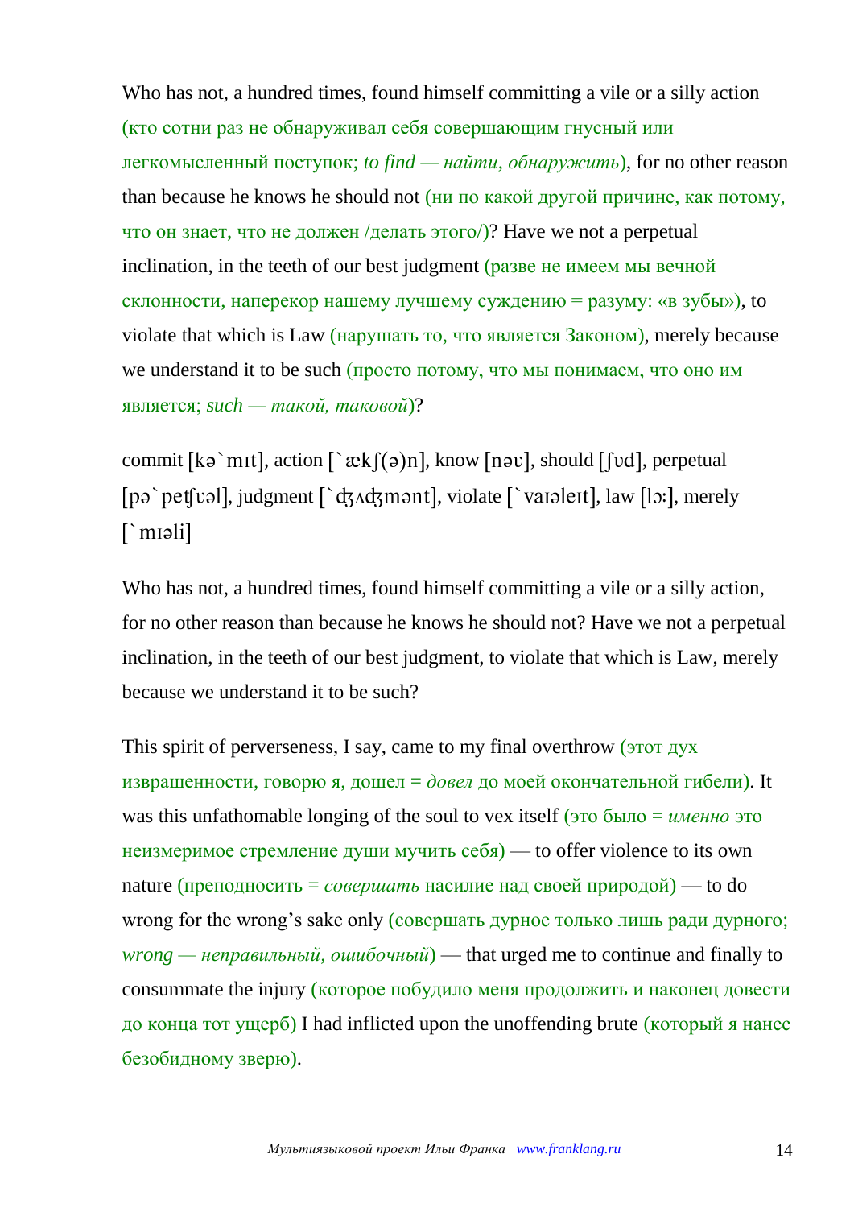Who has not, a hundred times, found himself committing a vile or a silly action (кто сотни раз не обнаруживал себя совершающим гнусный или легкомысленный поступок; *to find — найти, обнаружить*), for no other reason than because he knows he should not (ни по какой другой причине, как потому, что он знает, что не должен /делать этого/)? Have we not a perpetual inclination, in the teeth of our best judgment (разве не имеем мы вечной склонности, наперекор нашему лучшему суждению = разуму: «в зубы»), to violate that which is Law (нарушать то, что является Законом), merely because we understand it to be such (просто потому, что мы понимаем, что оно им является; *such — такой, таковой*)?

commit [kə`mɪt], action [`ækʃ(ə)n], know [nəʊ], should [ʃʊd], perpetual [pə`peʧʊəl], judgment [`ʤʌʤmənt], violate [`vaɪəleɪt], law [lɔ:], merely [`mɪəli]

Who has not, a hundred times, found himself committing a vile or a silly action, for no other reason than because he knows he should not? Have we not a perpetual inclination, in the teeth of our best judgment, to violate that which is Law, merely because we understand it to be such?

This spirit of perverseness, I say, came to my final overthrow (этот дух извращенности, говорю я, дошел = *довел* до моей окончательной гибели). It was this unfathomable longing of the soul to vex itself (это было = *именно* это неизмеримое стремление души мучить себя) — to offer violence to its own nature (преподносить = *совершать* насилие над своей природой) — to do wrong for the wrong's sake only (совершать дурное только лишь ради дурного; *wrong — неправильный, ошибочный*) — that urged me to continue and finally to consummate the injury (которое побудило меня продолжить и наконец довести до конца тот ущерб) I had inflicted upon the unoffending brute (который я нанес безобидному зверю).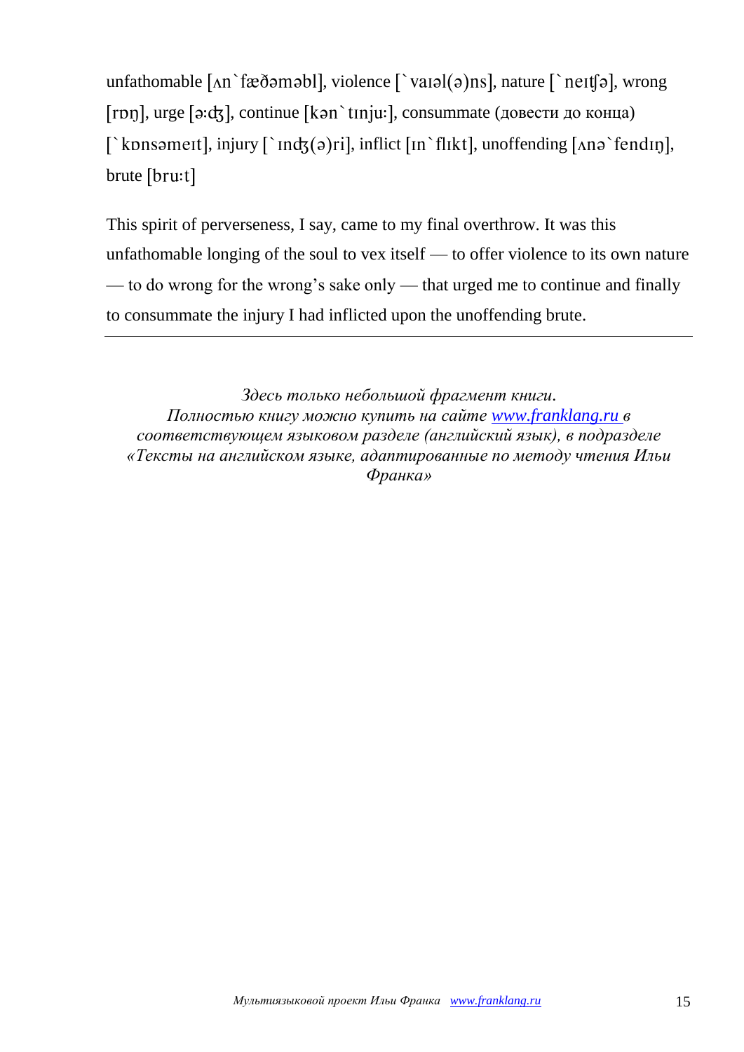unfathomable [ʌn`fæðəməbl], violence [`vaɪəl(ə)ns], nature [`neɪʧə], wrong [rɒŋ], urge [ə:ʤ], continue [kən`tɪnju:], consummate (довести до конца) [`kɒnsəmeɪt], injury [`ɪnʤ(ə)ri], inflict [ɪn`flɪkt], unoffending [ʌnə`fendɪŋ], brute [bru:t]

This spirit of perverseness, I say, came to my final overthrow. It was this unfathomable longing of the soul to vex itself — to offer violence to its own nature — to do wrong for the wrong's sake only — that urged me to continue and finally to consummate the injury I had inflicted upon the unoffending brute.

---

*Здесь только небольшой фрагмент книги.*
*Полностью книгу можно купить на сайте www.franklang.ru в соответствующем языковом разделе (английский язык), в подразделе «Тексты на английском языке, адаптированные по методу чтения Ильи Франка»*